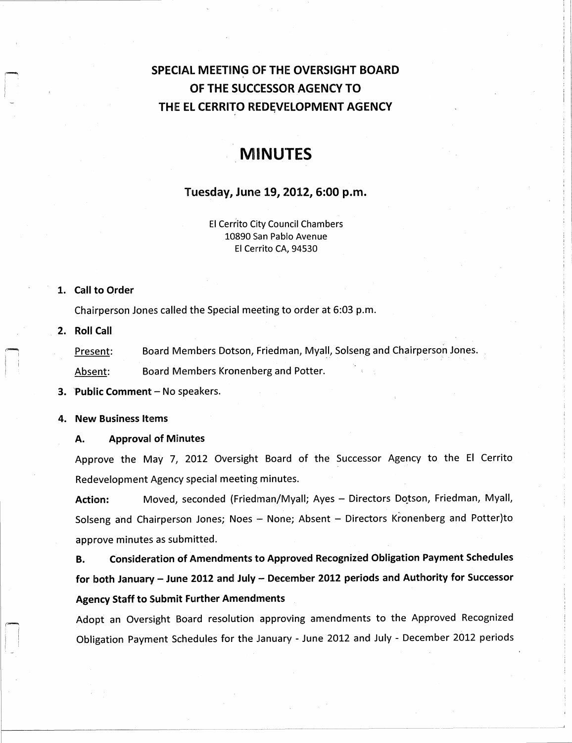# SPECIAL MEETING OF THE OVERSIGHT BOARD OF THE SUCCESSOR AGENCY TO THE EL CERRITO REDEVELOPMENT AGENCY

# MINUTES

## Tuesday, June 19, 2012, 6:00 p.m.

El Cerrito City Council Chambers
10890 San Pablo Avenue
El Cerrito CA, 94530

1. **Call to Order**

   Chairperson Jones called the Special meeting to order at 6:03 p.m.

2. **Roll Call**

   Present: Board Members Dotson, Friedman, Myall, Solseng and Chairperson Jones.

   Absent: Board Members Kronenberg and Potter.

3. **Public Comment** – No speakers.

4. **New Business Items**

   **A. Approval of Minutes**

   Approve the May 7, 2012 Oversight Board of the Successor Agency to the El Cerrito Redevelopment Agency special meeting minutes.

   **Action:** Moved, seconded (Friedman/Myall; Ayes – Directors Dotson, Friedman, Myall, Solseng and Chairperson Jones; Noes – None; Absent – Directors Kronenberg and Potter)to approve minutes as submitted.

   **B. Consideration of Amendments to Approved Recognized Obligation Payment Schedules for both January – June 2012 and July – December 2012 periods and Authority for Successor Agency Staff to Submit Further Amendments**

   Adopt an Oversight Board resolution approving amendments to the Approved Recognized Obligation Payment Schedules for the January - June 2012 and July - December 2012 periods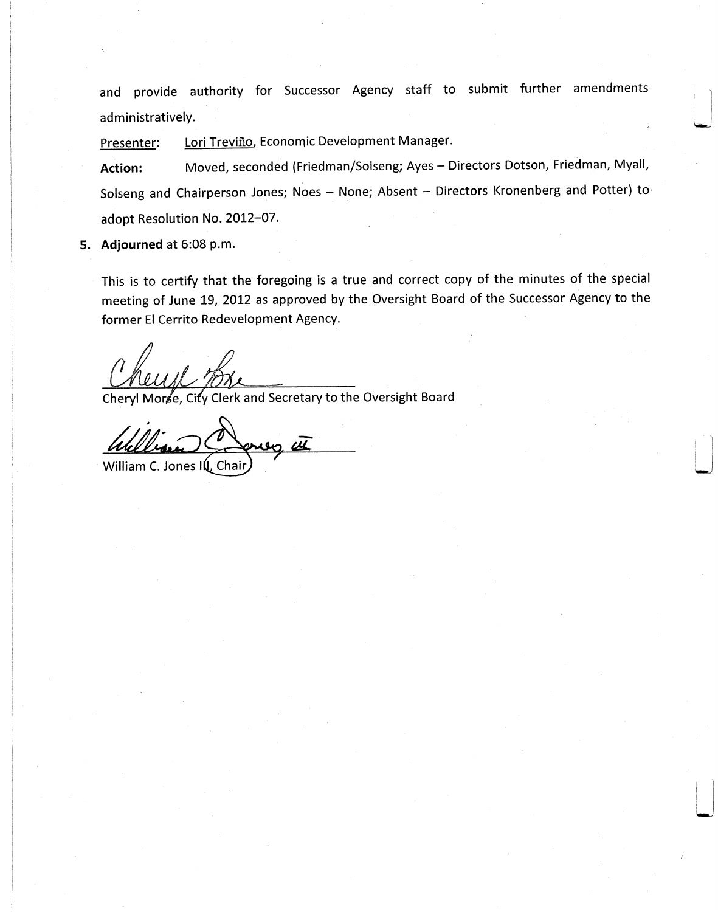and provide authority for Successor Agency staff to submit further amendments administratively.

Presenter: Lori Treviño, Economic Development Manager.

**Action:** Moved, seconded (Friedman/Solseng; Ayes – Directors Dotson, Friedman, Myall, Solseng and Chairperson Jones; Noes – None; Absent – Directors Kronenberg and Potter) to adopt Resolution No. 2012–07.

5. **Adjourned** at 6:08 p.m.

This is to certify that the foregoing is a true and correct copy of the minutes of the special meeting of June 19, 2012 as approved by the Oversight Board of the Successor Agency to the former El Cerrito Redevelopment Agency.

Cheryl Morse, City Clerk and Secretary to the Oversight Board

William C. Jones III, Chair